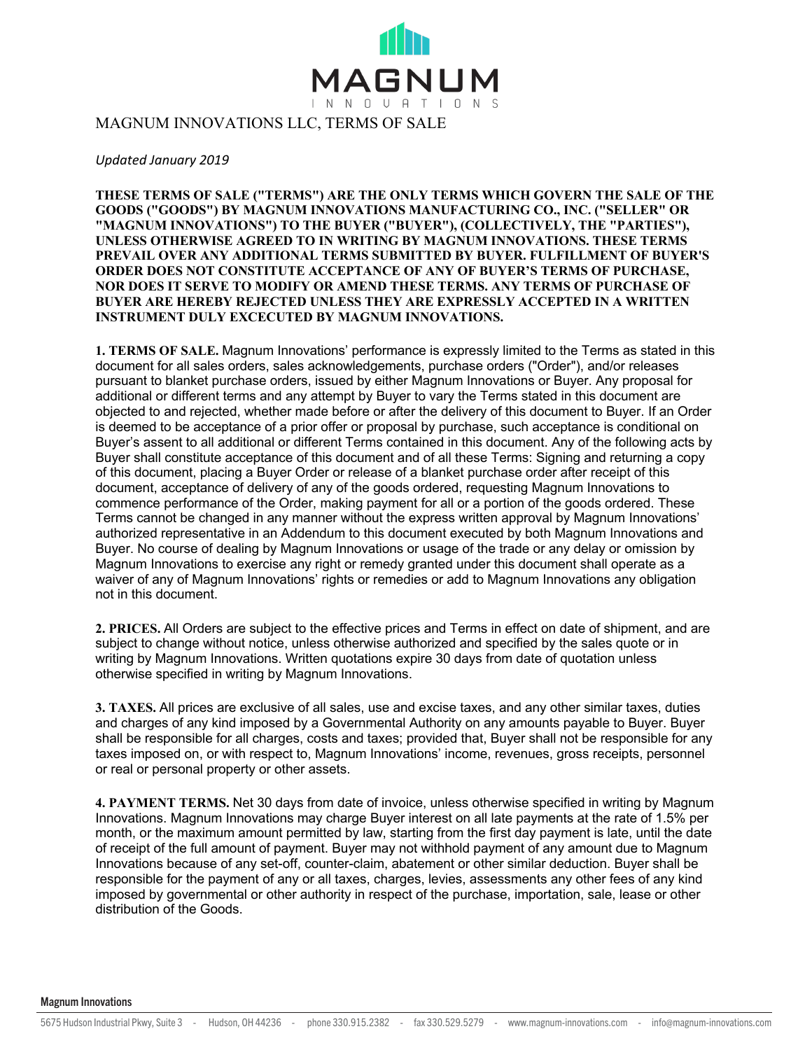# MAGNUM INNOVATIONS LLC, TERMS OF SALE

*Updated January 2019*

**THESE TERMS OF SALE ("TERMS") ARE THE ONLY TERMS WHICH GOVERN THE SALE OF THE GOODS ("GOODS") BY MAGNUM INNOVATIONS MANUFACTURING CO., INC. ("SELLER" OR "MAGNUM INNOVATIONS") TO THE BUYER ("BUYER"), (COLLECTIVELY, THE "PARTIES"), UNLESS OTHERWISE AGREED TO IN WRITING BY MAGNUM INNOVATIONS. THESE TERMS PREVAIL OVER ANY ADDITIONAL TERMS SUBMITTED BY BUYER. FULFILLMENT OF BUYER'S ORDER DOES NOT CONSTITUTE ACCEPTANCE OF ANY OF BUYER'S TERMS OF PURCHASE, NOR DOES IT SERVE TO MODIFY OR AMEND THESE TERMS. ANY TERMS OF PURCHASE OF BUYER ARE HEREBY REJECTED UNLESS THEY ARE EXPRESSLY ACCEPTED IN A WRITTEN INSTRUMENT DULY EXCECUTED BY MAGNUM INNOVATIONS.**

**1. TERMS OF SALE.** Magnum Innovations' performance is expressly limited to the Terms as stated in this document for all sales orders, sales acknowledgements, purchase orders ("Order"), and/or releases pursuant to blanket purchase orders, issued by either Magnum Innovations or Buyer. Any proposal for additional or different terms and any attempt by Buyer to vary the Terms stated in this document are objected to and rejected, whether made before or after the delivery of this document to Buyer. If an Order is deemed to be acceptance of a prior offer or proposal by purchase, such acceptance is conditional on Buyer's assent to all additional or different Terms contained in this document. Any of the following acts by Buyer shall constitute acceptance of this document and of all these Terms: Signing and returning a copy of this document, placing a Buyer Order or release of a blanket purchase order after receipt of this document, acceptance of delivery of any of the goods ordered, requesting Magnum Innovations to commence performance of the Order, making payment for all or a portion of the goods ordered. These Terms cannot be changed in any manner without the express written approval by Magnum Innovations' authorized representative in an Addendum to this document executed by both Magnum Innovations and Buyer. No course of dealing by Magnum Innovations or usage of the trade or any delay or omission by Magnum Innovations to exercise any right or remedy granted under this document shall operate as a waiver of any of Magnum Innovations' rights or remedies or add to Magnum Innovations any obligation not in this document.

**2. PRICES.** All Orders are subject to the effective prices and Terms in effect on date of shipment, and are subject to change without notice, unless otherwise authorized and specified by the sales quote or in writing by Magnum Innovations. Written quotations expire 30 days from date of quotation unless otherwise specified in writing by Magnum Innovations.

**3. TAXES.** All prices are exclusive of all sales, use and excise taxes, and any other similar taxes, duties and charges of any kind imposed by a Governmental Authority on any amounts payable to Buyer. Buyer shall be responsible for all charges, costs and taxes; provided that, Buyer shall not be responsible for any taxes imposed on, or with respect to, Magnum Innovations' income, revenues, gross receipts, personnel or real or personal property or other assets.

**4. PAYMENT TERMS.** Net 30 days from date of invoice, unless otherwise specified in writing by Magnum Innovations. Magnum Innovations may charge Buyer interest on all late payments at the rate of 1.5% per month, or the maximum amount permitted by law, starting from the first day payment is late, until the date of receipt of the full amount of payment. Buyer may not withhold payment of any amount due to Magnum Innovations because of any set-off, counter-claim, abatement or other similar deduction. Buyer shall be responsible for the payment of any or all taxes, charges, levies, assessments any other fees of any kind imposed by governmental or other authority in respect of the purchase, importation, sale, lease or other distribution of the Goods.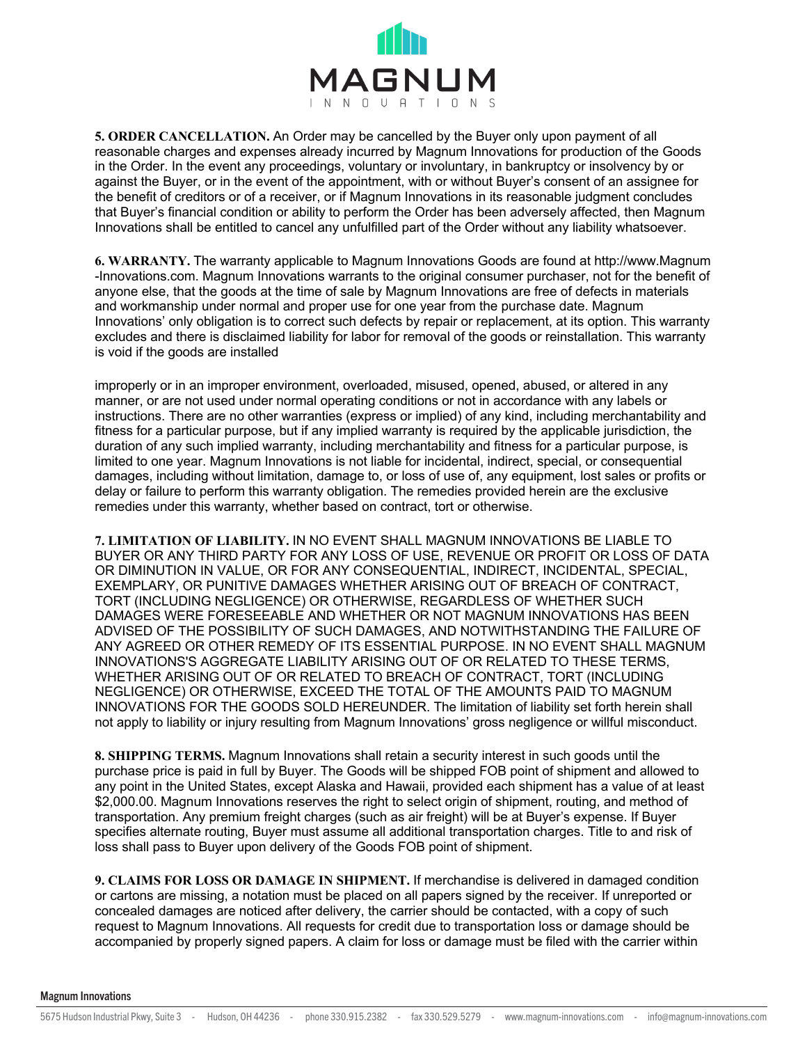**5. ORDER CANCELLATION.** An Order may be cancelled by the Buyer only upon payment of all reasonable charges and expenses already incurred by Magnum Innovations for production of the Goods in the Order. In the event any proceedings, voluntary or involuntary, in bankruptcy or insolvency by or against the Buyer, or in the event of the appointment, with or without Buyer's consent of an assignee for the benefit of creditors or of a receiver, or if Magnum Innovations in its reasonable judgment concludes that Buyer's financial condition or ability to perform the Order has been adversely affected, then Magnum Innovations shall be entitled to cancel any unfulfilled part of the Order without any liability whatsoever.

**6. WARRANTY.** The warranty applicable to Magnum Innovations Goods are found at http://www.Magnum-Innovations.com. Magnum Innovations warrants to the original consumer purchaser, not for the benefit of anyone else, that the goods at the time of sale by Magnum Innovations are free of defects in materials and workmanship under normal and proper use for one year from the purchase date. Magnum Innovations' only obligation is to correct such defects by repair or replacement, at its option. This warranty excludes and there is disclaimed liability for labor for removal of the goods or reinstallation. This warranty is void if the goods are installed

improperly or in an improper environment, overloaded, misused, opened, abused, or altered in any manner, or are not used under normal operating conditions or not in accordance with any labels or instructions. There are no other warranties (express or implied) of any kind, including merchantability and fitness for a particular purpose, but if any implied warranty is required by the applicable jurisdiction, the duration of any such implied warranty, including merchantability and fitness for a particular purpose, is limited to one year. Magnum Innovations is not liable for incidental, indirect, special, or consequential damages, including without limitation, damage to, or loss of use of, any equipment, lost sales or profits or delay or failure to perform this warranty obligation. The remedies provided herein are the exclusive remedies under this warranty, whether based on contract, tort or otherwise.

**7. LIMITATION OF LIABILITY.** IN NO EVENT SHALL MAGNUM INNOVATIONS BE LIABLE TO BUYER OR ANY THIRD PARTY FOR ANY LOSS OF USE, REVENUE OR PROFIT OR LOSS OF DATA OR DIMINUTION IN VALUE, OR FOR ANY CONSEQUENTIAL, INDIRECT, INCIDENTAL, SPECIAL, EXEMPLARY, OR PUNITIVE DAMAGES WHETHER ARISING OUT OF BREACH OF CONTRACT, TORT (INCLUDING NEGLIGENCE) OR OTHERWISE, REGARDLESS OF WHETHER SUCH DAMAGES WERE FORESEEABLE AND WHETHER OR NOT MAGNUM INNOVATIONS HAS BEEN ADVISED OF THE POSSIBILITY OF SUCH DAMAGES, AND NOTWITHSTANDING THE FAILURE OF ANY AGREED OR OTHER REMEDY OF ITS ESSENTIAL PURPOSE. IN NO EVENT SHALL MAGNUM INNOVATIONS'S AGGREGATE LIABILITY ARISING OUT OF OR RELATED TO THESE TERMS, WHETHER ARISING OUT OF OR RELATED TO BREACH OF CONTRACT, TORT (INCLUDING NEGLIGENCE) OR OTHERWISE, EXCEED THE TOTAL OF THE AMOUNTS PAID TO MAGNUM INNOVATIONS FOR THE GOODS SOLD HEREUNDER. The limitation of liability set forth herein shall not apply to liability or injury resulting from Magnum Innovations' gross negligence or willful misconduct.

**8. SHIPPING TERMS.** Magnum Innovations shall retain a security interest in such goods until the purchase price is paid in full by Buyer. The Goods will be shipped FOB point of shipment and allowed to any point in the United States, except Alaska and Hawaii, provided each shipment has a value of at least $2,000.00. Magnum Innovations reserves the right to select origin of shipment, routing, and method of transportation. Any premium freight charges (such as air freight) will be at Buyer's expense. If Buyer specifies alternate routing, Buyer must assume all additional transportation charges. Title to and risk of loss shall pass to Buyer upon delivery of the Goods FOB point of shipment.

**9. CLAIMS FOR LOSS OR DAMAGE IN SHIPMENT.** If merchandise is delivered in damaged condition or cartons are missing, a notation must be placed on all papers signed by the receiver. If unreported or concealed damages are noticed after delivery, the carrier should be contacted, with a copy of such request to Magnum Innovations. All requests for credit due to transportation loss or damage should be accompanied by properly signed papers. A claim for loss or damage must be filed with the carrier within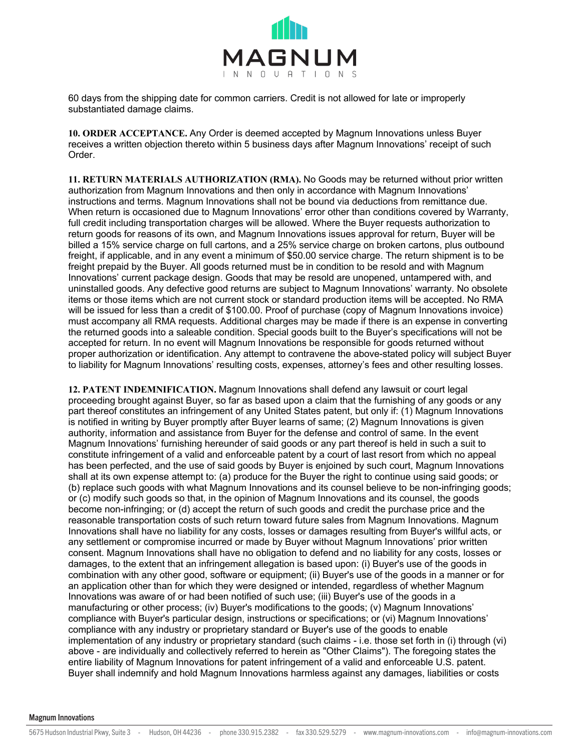60 days from the shipping date for common carriers. Credit is not allowed for late or improperly substantiated damage claims.

**10. ORDER ACCEPTANCE.** Any Order is deemed accepted by Magnum Innovations unless Buyer receives a written objection thereto within 5 business days after Magnum Innovations' receipt of such Order.

**11. RETURN MATERIALS AUTHORIZATION (RMA).** No Goods may be returned without prior written authorization from Magnum Innovations and then only in accordance with Magnum Innovations' instructions and terms. Magnum Innovations shall not be bound via deductions from remittance due. When return is occasioned due to Magnum Innovations' error other than conditions covered by Warranty, full credit including transportation charges will be allowed. Where the Buyer requests authorization to return goods for reasons of its own, and Magnum Innovations issues approval for return, Buyer will be billed a 15% service charge on full cartons, and a 25% service charge on broken cartons, plus outbound freight, if applicable, and in any event a minimum of $50.00 service charge. The return shipment is to be freight prepaid by the Buyer. All goods returned must be in condition to be resold and with Magnum Innovations' current package design. Goods that may be resold are unopened, untampered with, and uninstalled goods. Any defective good returns are subject to Magnum Innovations' warranty. No obsolete items or those items which are not current stock or standard production items will be accepted. No RMA will be issued for less than a credit of $100.00. Proof of purchase (copy of Magnum Innovations invoice) must accompany all RMA requests. Additional charges may be made if there is an expense in converting the returned goods into a saleable condition. Special goods built to the Buyer's specifications will not be accepted for return. In no event will Magnum Innovations be responsible for goods returned without proper authorization or identification. Any attempt to contravene the above-stated policy will subject Buyer to liability for Magnum Innovations' resulting costs, expenses, attorney's fees and other resulting losses.

**12. PATENT INDEMNIFICATION.** Magnum Innovations shall defend any lawsuit or court legal proceeding brought against Buyer, so far as based upon a claim that the furnishing of any goods or any part thereof constitutes an infringement of any United States patent, but only if: (1) Magnum Innovations is notified in writing by Buyer promptly after Buyer learns of same; (2) Magnum Innovations is given authority, information and assistance from Buyer for the defense and control of same. In the event Magnum Innovations' furnishing hereunder of said goods or any part thereof is held in such a suit to constitute infringement of a valid and enforceable patent by a court of last resort from which no appeal has been perfected, and the use of said goods by Buyer is enjoined by such court, Magnum Innovations shall at its own expense attempt to: (a) produce for the Buyer the right to continue using said goods; or (b) replace such goods with what Magnum Innovations and its counsel believe to be non-infringing goods; or (c) modify such goods so that, in the opinion of Magnum Innovations and its counsel, the goods become non-infringing; or (d) accept the return of such goods and credit the purchase price and the reasonable transportation costs of such return toward future sales from Magnum Innovations. Magnum Innovations shall have no liability for any costs, losses or damages resulting from Buyer's willful acts, or any settlement or compromise incurred or made by Buyer without Magnum Innovations' prior written consent. Magnum Innovations shall have no obligation to defend and no liability for any costs, losses or damages, to the extent that an infringement allegation is based upon: (i) Buyer's use of the goods in combination with any other good, software or equipment; (ii) Buyer's use of the goods in a manner or for an application other than for which they were designed or intended, regardless of whether Magnum Innovations was aware of or had been notified of such use; (iii) Buyer's use of the goods in a manufacturing or other process; (iv) Buyer's modifications to the goods; (v) Magnum Innovations' compliance with Buyer's particular design, instructions or specifications; or (vi) Magnum Innovations' compliance with any industry or proprietary standard or Buyer's use of the goods to enable implementation of any industry or proprietary standard (such claims - i.e. those set forth in (i) through (vi) above - are individually and collectively referred to herein as "Other Claims"). The foregoing states the entire liability of Magnum Innovations for patent infringement of a valid and enforceable U.S. patent. Buyer shall indemnify and hold Magnum Innovations harmless against any damages, liabilities or costs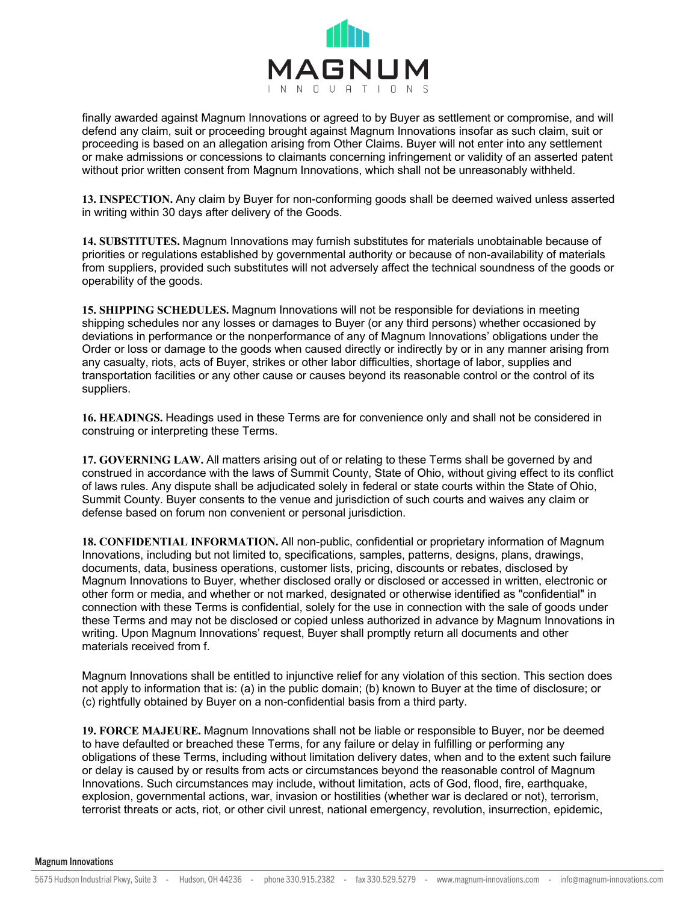finally awarded against Magnum Innovations or agreed to by Buyer as settlement or compromise, and will defend any claim, suit or proceeding brought against Magnum Innovations insofar as such claim, suit or proceeding is based on an allegation arising from Other Claims. Buyer will not enter into any settlement or make admissions or concessions to claimants concerning infringement or validity of an asserted patent without prior written consent from Magnum Innovations, which shall not be unreasonably withheld.

**13. INSPECTION.** Any claim by Buyer for non-conforming goods shall be deemed waived unless asserted in writing within 30 days after delivery of the Goods.

**14. SUBSTITUTES.** Magnum Innovations may furnish substitutes for materials unobtainable because of priorities or regulations established by governmental authority or because of non-availability of materials from suppliers, provided such substitutes will not adversely affect the technical soundness of the goods or operability of the goods.

**15. SHIPPING SCHEDULES.** Magnum Innovations will not be responsible for deviations in meeting shipping schedules nor any losses or damages to Buyer (or any third persons) whether occasioned by deviations in performance or the nonperformance of any of Magnum Innovations' obligations under the Order or loss or damage to the goods when caused directly or indirectly by or in any manner arising from any casualty, riots, acts of Buyer, strikes or other labor difficulties, shortage of labor, supplies and transportation facilities or any other cause or causes beyond its reasonable control or the control of its suppliers.

**16. HEADINGS.** Headings used in these Terms are for convenience only and shall not be considered in construing or interpreting these Terms.

**17. GOVERNING LAW.** All matters arising out of or relating to these Terms shall be governed by and construed in accordance with the laws of Summit County, State of Ohio, without giving effect to its conflict of laws rules. Any dispute shall be adjudicated solely in federal or state courts within the State of Ohio, Summit County. Buyer consents to the venue and jurisdiction of such courts and waives any claim or defense based on forum non convenient or personal jurisdiction.

**18. CONFIDENTIAL INFORMATION.** All non-public, confidential or proprietary information of Magnum Innovations, including but not limited to, specifications, samples, patterns, designs, plans, drawings, documents, data, business operations, customer lists, pricing, discounts or rebates, disclosed by Magnum Innovations to Buyer, whether disclosed orally or disclosed or accessed in written, electronic or other form or media, and whether or not marked, designated or otherwise identified as "confidential" in connection with these Terms is confidential, solely for the use in connection with the sale of goods under these Terms and may not be disclosed or copied unless authorized in advance by Magnum Innovations in writing. Upon Magnum Innovations' request, Buyer shall promptly return all documents and other materials received from f.

Magnum Innovations shall be entitled to injunctive relief for any violation of this section. This section does not apply to information that is: (a) in the public domain; (b) known to Buyer at the time of disclosure; or (c) rightfully obtained by Buyer on a non-confidential basis from a third party.

**19. FORCE MAJEURE.** Magnum Innovations shall not be liable or responsible to Buyer, nor be deemed to have defaulted or breached these Terms, for any failure or delay in fulfilling or performing any obligations of these Terms, including without limitation delivery dates, when and to the extent such failure or delay is caused by or results from acts or circumstances beyond the reasonable control of Magnum Innovations. Such circumstances may include, without limitation, acts of God, flood, fire, earthquake, explosion, governmental actions, war, invasion or hostilities (whether war is declared or not), terrorism, terrorist threats or acts, riot, or other civil unrest, national emergency, revolution, insurrection, epidemic,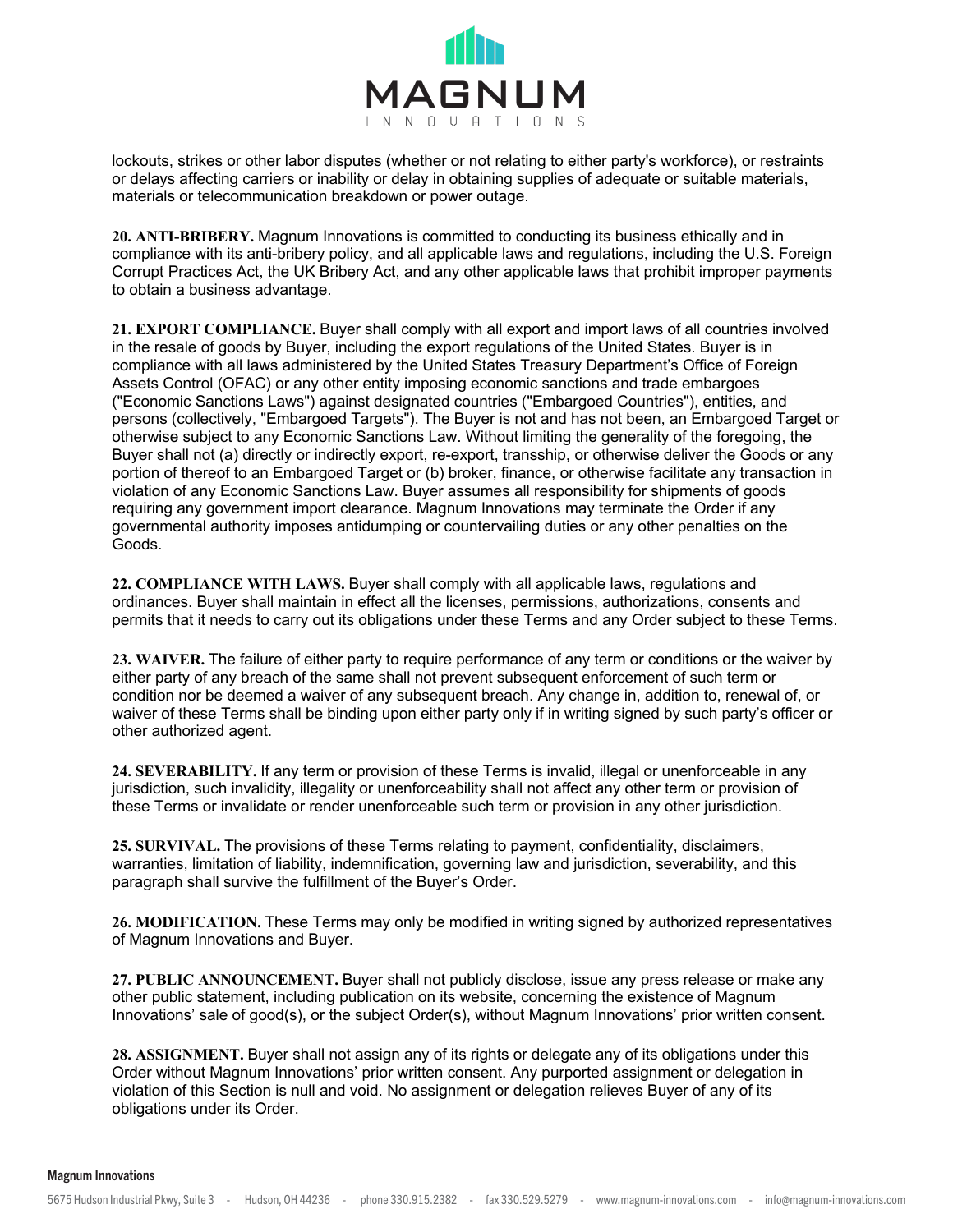lockouts, strikes or other labor disputes (whether or not relating to either party's workforce), or restraints or delays affecting carriers or inability or delay in obtaining supplies of adequate or suitable materials, materials or telecommunication breakdown or power outage.

**20. ANTI-BRIBERY.** Magnum Innovations is committed to conducting its business ethically and in compliance with its anti-bribery policy, and all applicable laws and regulations, including the U.S. Foreign Corrupt Practices Act, the UK Bribery Act, and any other applicable laws that prohibit improper payments to obtain a business advantage.

**21. EXPORT COMPLIANCE.** Buyer shall comply with all export and import laws of all countries involved in the resale of goods by Buyer, including the export regulations of the United States. Buyer is in compliance with all laws administered by the United States Treasury Department's Office of Foreign Assets Control (OFAC) or any other entity imposing economic sanctions and trade embargoes ("Economic Sanctions Laws") against designated countries ("Embargoed Countries"), entities, and persons (collectively, "Embargoed Targets"). The Buyer is not and has not been, an Embargoed Target or otherwise subject to any Economic Sanctions Law. Without limiting the generality of the foregoing, the Buyer shall not (a) directly or indirectly export, re-export, transship, or otherwise deliver the Goods or any portion of thereof to an Embargoed Target or (b) broker, finance, or otherwise facilitate any transaction in violation of any Economic Sanctions Law. Buyer assumes all responsibility for shipments of goods requiring any government import clearance. Magnum Innovations may terminate the Order if any governmental authority imposes antidumping or countervailing duties or any other penalties on the Goods.

**22. COMPLIANCE WITH LAWS.** Buyer shall comply with all applicable laws, regulations and ordinances. Buyer shall maintain in effect all the licenses, permissions, authorizations, consents and permits that it needs to carry out its obligations under these Terms and any Order subject to these Terms.

**23. WAIVER.** The failure of either party to require performance of any term or conditions or the waiver by either party of any breach of the same shall not prevent subsequent enforcement of such term or condition nor be deemed a waiver of any subsequent breach. Any change in, addition to, renewal of, or waiver of these Terms shall be binding upon either party only if in writing signed by such party's officer or other authorized agent.

**24. SEVERABILITY.** If any term or provision of these Terms is invalid, illegal or unenforceable in any jurisdiction, such invalidity, illegality or unenforceability shall not affect any other term or provision of these Terms or invalidate or render unenforceable such term or provision in any other jurisdiction.

**25. SURVIVAL.** The provisions of these Terms relating to payment, confidentiality, disclaimers, warranties, limitation of liability, indemnification, governing law and jurisdiction, severability, and this paragraph shall survive the fulfillment of the Buyer's Order.

**26. MODIFICATION.** These Terms may only be modified in writing signed by authorized representatives of Magnum Innovations and Buyer.

**27. PUBLIC ANNOUNCEMENT.** Buyer shall not publicly disclose, issue any press release or make any other public statement, including publication on its website, concerning the existence of Magnum Innovations' sale of good(s), or the subject Order(s), without Magnum Innovations' prior written consent.

**28. ASSIGNMENT.** Buyer shall not assign any of its rights or delegate any of its obligations under this Order without Magnum Innovations' prior written consent. Any purported assignment or delegation in violation of this Section is null and void. No assignment or delegation relieves Buyer of any of its obligations under its Order.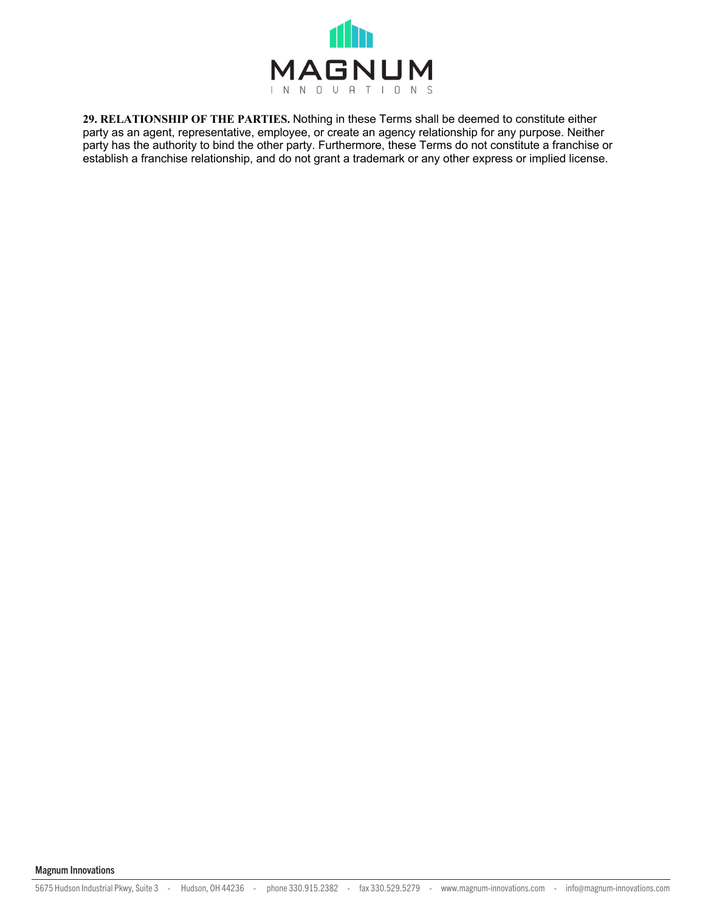**29. RELATIONSHIP OF THE PARTIES.** Nothing in these Terms shall be deemed to constitute either party as an agent, representative, employee, or create an agency relationship for any purpose. Neither party has the authority to bind the other party. Furthermore, these Terms do not constitute a franchise or establish a franchise relationship, and do not grant a trademark or any other express or implied license.